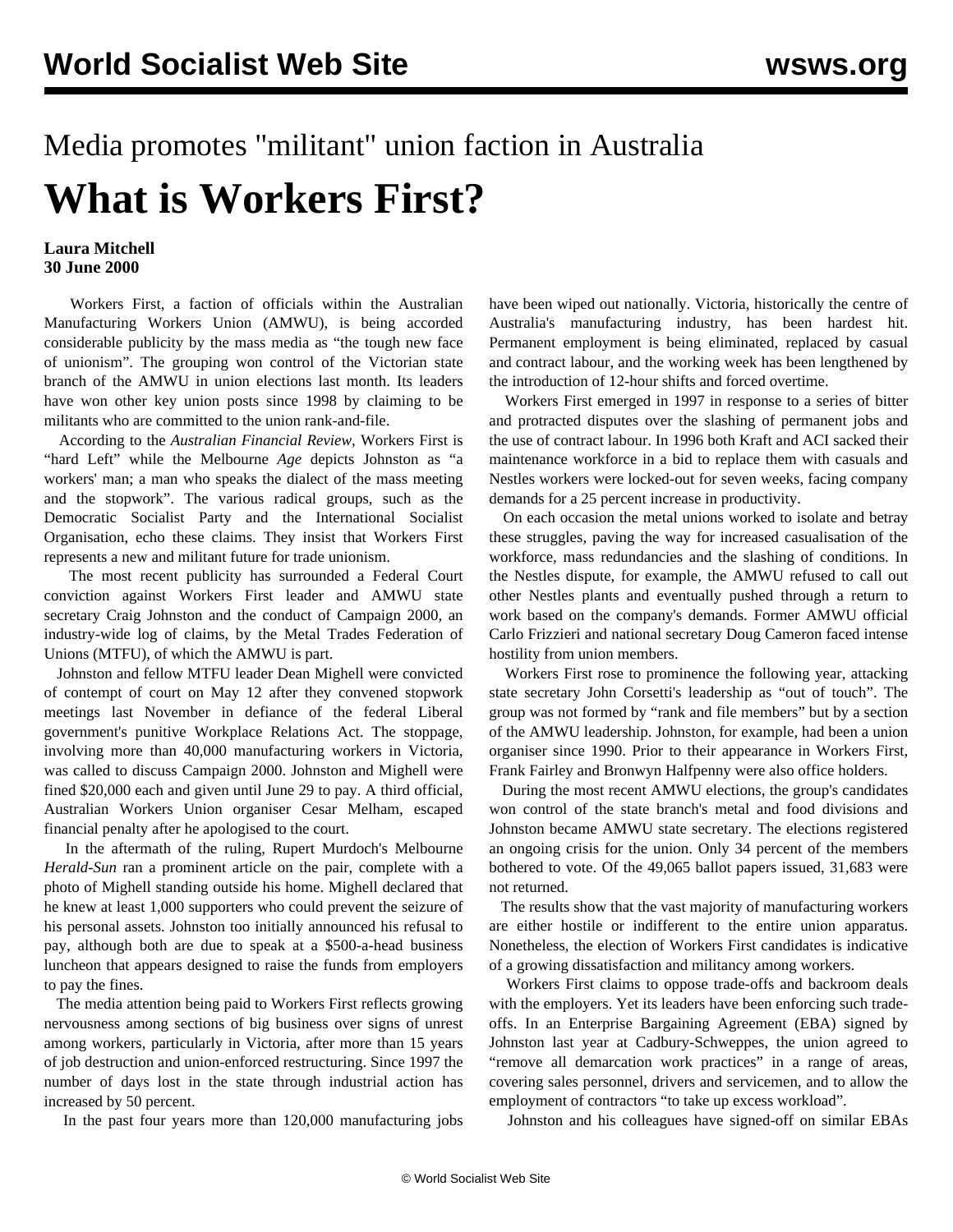Media promotes "militant" union faction in Australia

# What is Workers First?

**Laura Mitchell**
**30 June 2000**

Workers First, a faction of officials within the Australian Manufacturing Workers Union (AMWU), is being accorded considerable publicity by the mass media as “the tough new face of unionism”. The grouping won control of the Victorian state branch of the AMWU in union elections last month. Its leaders have won other key union posts since 1998 by claiming to be militants who are committed to the union rank-and-file.

According to the *Australian Financial Review*, Workers First is “hard Left” while the Melbourne *Age* depicts Johnston as “a workers' man; a man who speaks the dialect of the mass meeting and the stopwork”. The various radical groups, such as the Democratic Socialist Party and the International Socialist Organisation, echo these claims. They insist that Workers First represents a new and militant future for trade unionism.

The most recent publicity has surrounded a Federal Court conviction against Workers First leader and AMWU state secretary Craig Johnston and the conduct of Campaign 2000, an industry-wide log of claims, by the Metal Trades Federation of Unions (MTFU), of which the AMWU is part.

Johnston and fellow MTFU leader Dean Mighell were convicted of contempt of court on May 12 after they convened stopwork meetings last November in defiance of the federal Liberal government's punitive Workplace Relations Act. The stoppage, involving more than 40,000 manufacturing workers in Victoria, was called to discuss Campaign 2000. Johnston and Mighell were fined $20,000 each and given until June 29 to pay. A third official, Australian Workers Union organiser Cesar Melham, escaped financial penalty after he apologised to the court.

In the aftermath of the ruling, Rupert Murdoch's Melbourne *Herald-Sun* ran a prominent article on the pair, complete with a photo of Mighell standing outside his home. Mighell declared that he knew at least 1,000 supporters who could prevent the seizure of his personal assets. Johnston too initially announced his refusal to pay, although both are due to speak at a $500-a-head business luncheon that appears designed to raise the funds from employers to pay the fines.

The media attention being paid to Workers First reflects growing nervousness among sections of big business over signs of unrest among workers, particularly in Victoria, after more than 15 years of job destruction and union-enforced restructuring. Since 1997 the number of days lost in the state through industrial action has increased by 50 percent.

In the past four years more than 120,000 manufacturing jobs have been wiped out nationally. Victoria, historically the centre of Australia's manufacturing industry, has been hardest hit. Permanent employment is being eliminated, replaced by casual and contract labour, and the working week has been lengthened by the introduction of 12-hour shifts and forced overtime.

Workers First emerged in 1997 in response to a series of bitter and protracted disputes over the slashing of permanent jobs and the use of contract labour. In 1996 both Kraft and ACI sacked their maintenance workforce in a bid to replace them with casuals and Nestles workers were locked-out for seven weeks, facing company demands for a 25 percent increase in productivity.

On each occasion the metal unions worked to isolate and betray these struggles, paving the way for increased casualisation of the workforce, mass redundancies and the slashing of conditions. In the Nestles dispute, for example, the AMWU refused to call out other Nestles plants and eventually pushed through a return to work based on the company's demands. Former AMWU official Carlo Frizzieri and national secretary Doug Cameron faced intense hostility from union members.

Workers First rose to prominence the following year, attacking state secretary John Corsetti's leadership as “out of touch”. The group was not formed by “rank and file members” but by a section of the AMWU leadership. Johnston, for example, had been a union organiser since 1990. Prior to their appearance in Workers First, Frank Fairley and Bronwyn Halfpenny were also office holders.

During the most recent AMWU elections, the group's candidates won control of the state branch's metal and food divisions and Johnston became AMWU state secretary. The elections registered an ongoing crisis for the union. Only 34 percent of the members bothered to vote. Of the 49,065 ballot papers issued, 31,683 were not returned.

The results show that the vast majority of manufacturing workers are either hostile or indifferent to the entire union apparatus. Nonetheless, the election of Workers First candidates is indicative of a growing dissatisfaction and militancy among workers.

Workers First claims to oppose trade-offs and backroom deals with the employers. Yet its leaders have been enforcing such trade-offs. In an Enterprise Bargaining Agreement (EBA) signed by Johnston last year at Cadbury-Schweppes, the union agreed to “remove all demarcation work practices” in a range of areas, covering sales personnel, drivers and servicemen, and to allow the employment of contractors “to take up excess workload”.

Johnston and his colleagues have signed-off on similar EBAs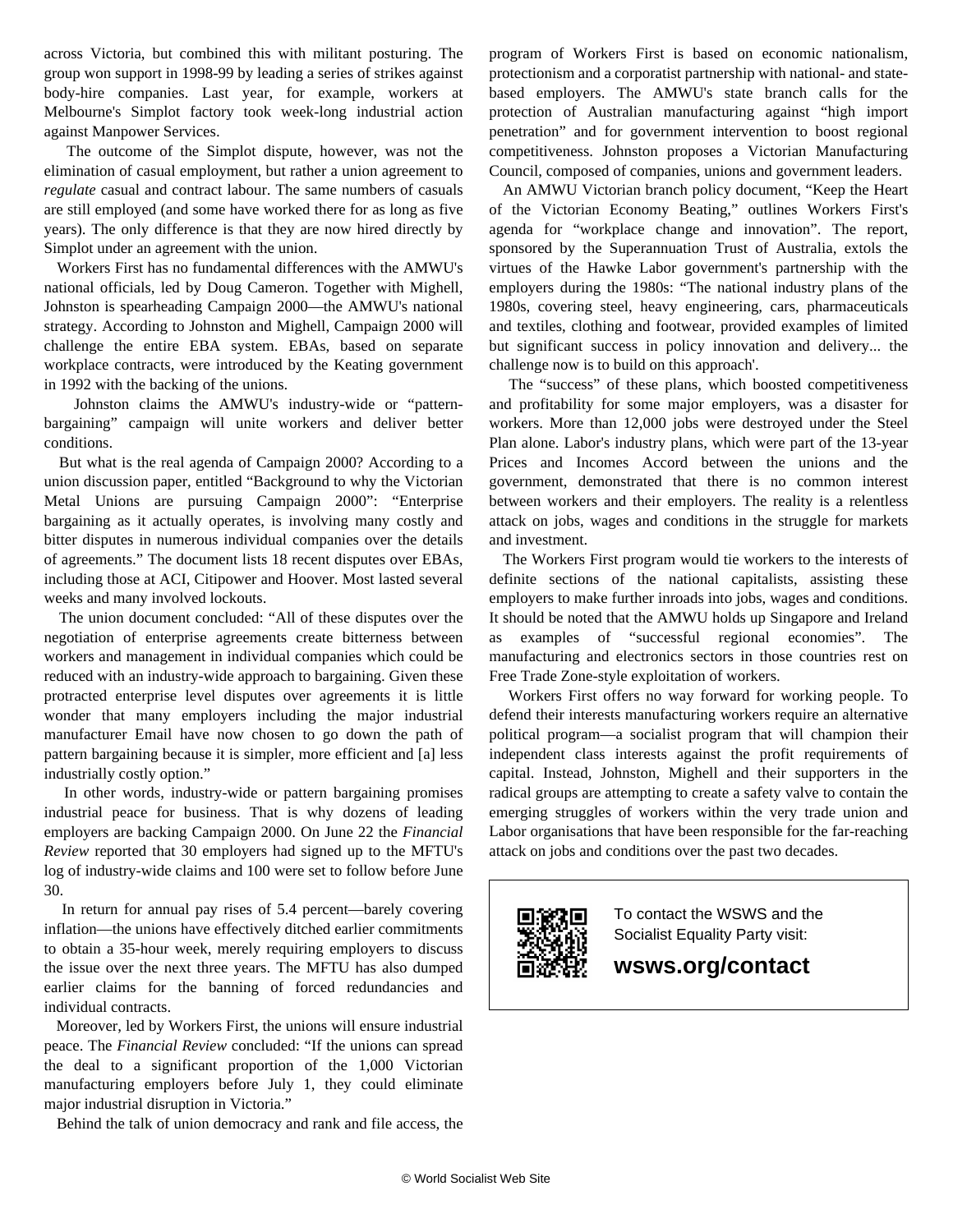across Victoria, but combined this with militant posturing. The group won support in 1998-99 by leading a series of strikes against body-hire companies. Last year, for example, workers at Melbourne's Simplot factory took week-long industrial action against Manpower Services.

The outcome of the Simplot dispute, however, was not the elimination of casual employment, but rather a union agreement to *regulate* casual and contract labour. The same numbers of casuals are still employed (and some have worked there for as long as five years). The only difference is that they are now hired directly by Simplot under an agreement with the union.

Workers First has no fundamental differences with the AMWU's national officials, led by Doug Cameron. Together with Mighell, Johnston is spearheading Campaign 2000—the AMWU's national strategy. According to Johnston and Mighell, Campaign 2000 will challenge the entire EBA system. EBAs, based on separate workplace contracts, were introduced by the Keating government in 1992 with the backing of the unions.

Johnston claims the AMWU's industry-wide or "pattern-bargaining" campaign will unite workers and deliver better conditions.

But what is the real agenda of Campaign 2000? According to a union discussion paper, entitled "Background to why the Victorian Metal Unions are pursuing Campaign 2000": "Enterprise bargaining as it actually operates, is involving many costly and bitter disputes in numerous individual companies over the details of agreements." The document lists 18 recent disputes over EBAs, including those at ACI, Citipower and Hoover. Most lasted several weeks and many involved lockouts.

The union document concluded: "All of these disputes over the negotiation of enterprise agreements create bitterness between workers and management in individual companies which could be reduced with an industry-wide approach to bargaining. Given these protracted enterprise level disputes over agreements it is little wonder that many employers including the major industrial manufacturer Email have now chosen to go down the path of pattern bargaining because it is simpler, more efficient and [a] less industrially costly option."

In other words, industry-wide or pattern bargaining promises industrial peace for business. That is why dozens of leading employers are backing Campaign 2000. On June 22 the *Financial Review* reported that 30 employers had signed up to the MFTU's log of industry-wide claims and 100 were set to follow before June 30.

In return for annual pay rises of 5.4 percent—barely covering inflation—the unions have effectively ditched earlier commitments to obtain a 35-hour week, merely requiring employers to discuss the issue over the next three years. The MFTU has also dumped earlier claims for the banning of forced redundancies and individual contracts.

Moreover, led by Workers First, the unions will ensure industrial peace. The *Financial Review* concluded: "If the unions can spread the deal to a significant proportion of the 1,000 Victorian manufacturing employers before July 1, they could eliminate major industrial disruption in Victoria."

Behind the talk of union democracy and rank and file access, the program of Workers First is based on economic nationalism, protectionism and a corporatist partnership with national- and state-based employers. The AMWU's state branch calls for the protection of Australian manufacturing against "high import penetration" and for government intervention to boost regional competitiveness. Johnston proposes a Victorian Manufacturing Council, composed of companies, unions and government leaders.

An AMWU Victorian branch policy document, "Keep the Heart of the Victorian Economy Beating," outlines Workers First's agenda for "workplace change and innovation". The report, sponsored by the Superannuation Trust of Australia, extols the virtues of the Hawke Labor government's partnership with the employers during the 1980s: "The national industry plans of the 1980s, covering steel, heavy engineering, cars, pharmaceuticals and textiles, clothing and footwear, provided examples of limited but significant success in policy innovation and delivery... the challenge now is to build on this approach'.

The "success" of these plans, which boosted competitiveness and profitability for some major employers, was a disaster for workers. More than 12,000 jobs were destroyed under the Steel Plan alone. Labor's industry plans, which were part of the 13-year Prices and Incomes Accord between the unions and the government, demonstrated that there is no common interest between workers and their employers. The reality is a relentless attack on jobs, wages and conditions in the struggle for markets and investment.

The Workers First program would tie workers to the interests of definite sections of the national capitalists, assisting these employers to make further inroads into jobs, wages and conditions. It should be noted that the AMWU holds up Singapore and Ireland as examples of "successful regional economies". The manufacturing and electronics sectors in those countries rest on Free Trade Zone-style exploitation of workers.

Workers First offers no way forward for working people. To defend their interests manufacturing workers require an alternative political program—a socialist program that will champion their independent class interests against the profit requirements of capital. Instead, Johnston, Mighell and their supporters in the radical groups are attempting to create a safety valve to contain the emerging struggles of workers within the very trade union and Labor organisations that have been responsible for the far-reaching attack on jobs and conditions over the past two decades.

To contact the WSWS and the Socialist Equality Party visit:

**wsws.org/contact**